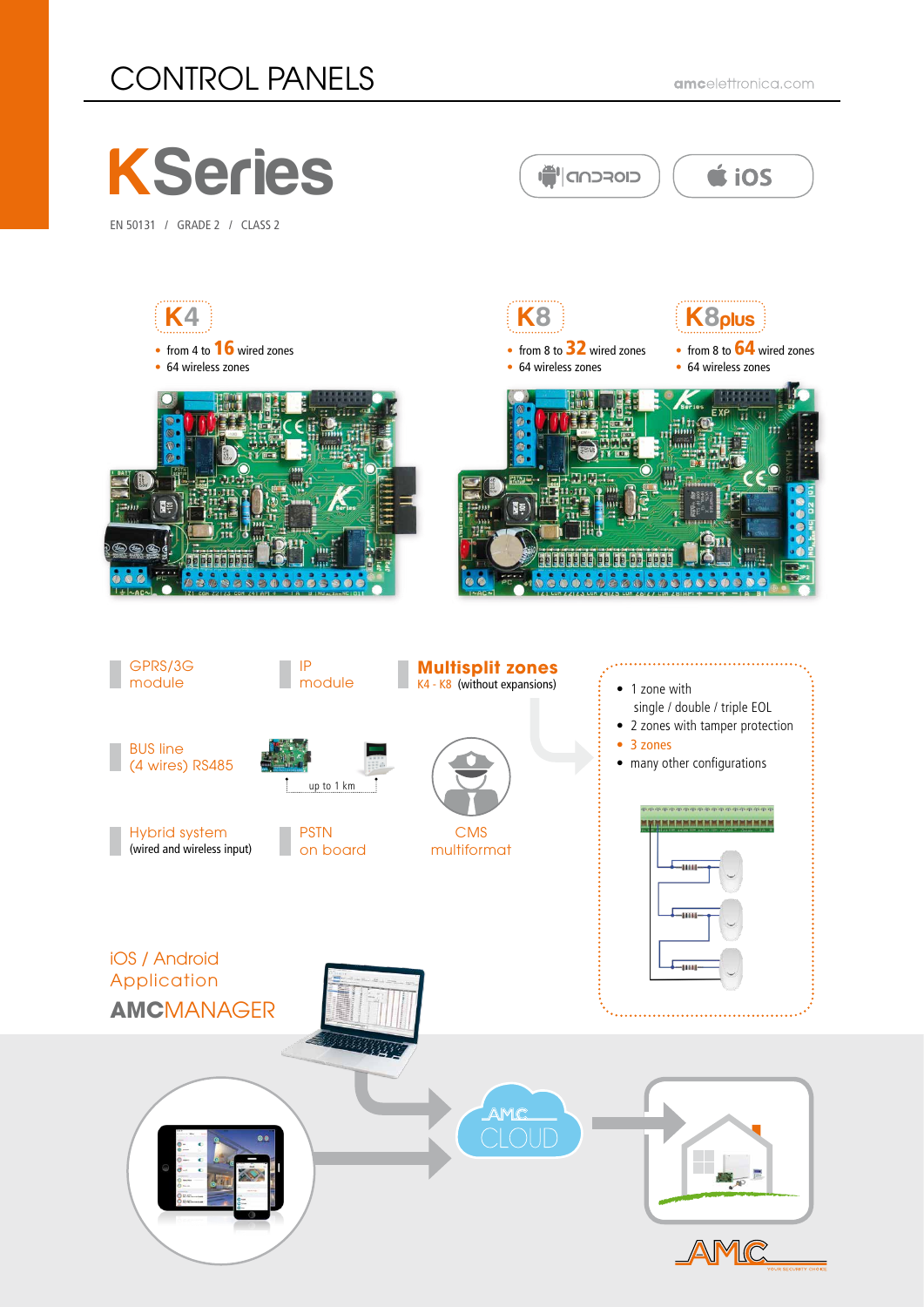# CONTROL PANELS

amcelettronica.com

# KSeries

EN 50131 / GRADE 2 / CLASS 2

ANDROID | iOS

## K4

- from 4 to **16** wired zones
- 64 wireless zones

## K8

- from 8 to **32** wired zones
- 64 wireless zones

## K8plus

- from 8 to **64** wired zones
- 64 wireless zones

GPRS/3G module

IP module

**Multisplit zones**
K4 - K8 (without expansions)

- 1 zone with single / double / triple EOL
- 2 zones with tamper protection
- 3 zones
- many other configurations

BUS line (4 wires) RS485

up to 1 km

Hybrid system (wired and wireless input)

PSTN on board

CMS multiformat

iOS / Android Application

**AMC**MANAGER

AMC CLOUD

AMC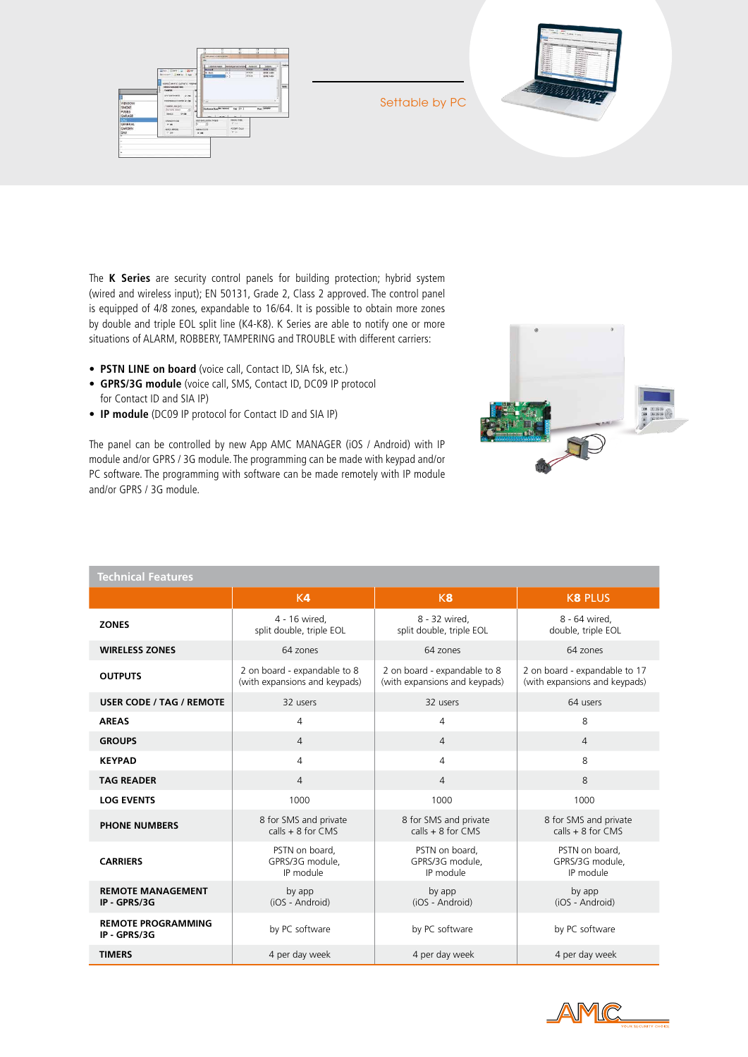Settable by PC

The **K Series** are security control panels for building protection; hybrid system (wired and wireless input); EN 50131, Grade 2, Class 2 approved. The control panel is equipped of 4/8 zones, expandable to 16/64. It is possible to obtain more zones by double and triple EOL split line (K4-K8). K Series are able to notify one or more situations of ALARM, ROBBERY, TAMPERING and TROUBLE with different carriers:

- **PSTN LINE on board** (voice call, Contact ID, SIA fsk, etc.)
- **GPRS/3G module** (voice call, SMS, Contact ID, DC09 IP protocol for Contact ID and SIA IP)
- **IP module** (DC09 IP protocol for Contact ID and SIA IP)

The panel can be controlled by new App AMC MANAGER (iOS / Android) with IP module and/or GPRS / 3G module. The programming can be made with keypad and/or PC software. The programming with software can be made remotely with IP module and/or GPRS / 3G module.

## Technical Features

| | K4 | K8 | K8 PLUS |
|---|---|---|---|
| **ZONES** | 4 - 16 wired, split double, triple EOL | 8 - 32 wired, split double, triple EOL | 8 - 64 wired, double, triple EOL |
| **WIRELESS ZONES** | 64 zones | 64 zones | 64 zones |
| **OUTPUTS** | 2 on board - expandable to 8 (with expansions and keypads) | 2 on board - expandable to 8 (with expansions and keypads) | 2 on board - expandable to 17 (with expansions and keypads) |
| **USER CODE / TAG / REMOTE** | 32 users | 32 users | 64 users |
| **AREAS** | 4 | 4 | 8 |
| **GROUPS** | 4 | 4 | 4 |
| **KEYPAD** | 4 | 4 | 8 |
| **TAG READER** | 4 | 4 | 8 |
| **LOG EVENTS** | 1000 | 1000 | 1000 |
| **PHONE NUMBERS** | 8 for SMS and private calls + 8 for CMS | 8 for SMS and private calls + 8 for CMS | 8 for SMS and private calls + 8 for CMS |
| **CARRIERS** | PSTN on board, GPRS/3G module, IP module | PSTN on board, GPRS/3G module, IP module | PSTN on board, GPRS/3G module, IP module |
| **REMOTE MANAGEMENT IP - GPRS/3G** | by app (iOS - Android) | by app (iOS - Android) | by app (iOS - Android) |
| **REMOTE PROGRAMMING IP - GPRS/3G** | by PC software | by PC software | by PC software |
| **TIMERS** | 4 per day week | 4 per day week | 4 per day week |

AMC
YOUR SECURITY CHOICE